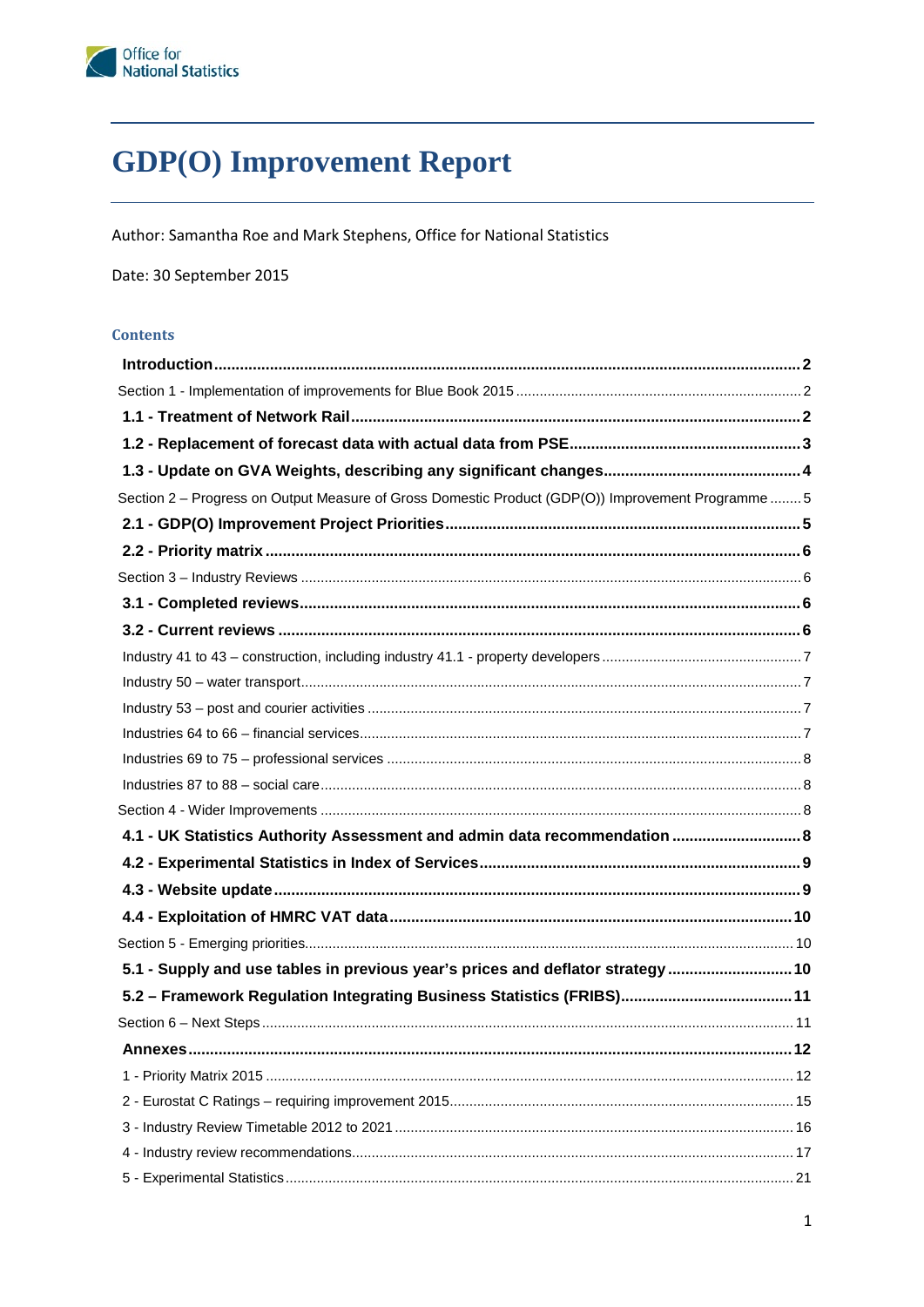# GDP(O) Improvement Report

Author: Samantha Roe and Mark Stephens, Office for National Statistics

Date: 30 September 2015

## Contents

**Introduction** .......... 2

Section 1 - Implementation of improvements for Blue Book 2015 .......... 2

**1.1 - Treatment of Network Rail** .......... 2

**1.2 - Replacement of forecast data with actual data from PSE** .......... 3

**1.3 - Update on GVA Weights, describing any significant changes** .......... 4

Section 2 – Progress on Output Measure of Gross Domestic Product (GDP(O)) Improvement Programme .......... 5

**2.1 - GDP(O) Improvement Project Priorities** .......... 5

**2.2 - Priority matrix** .......... 6

Section 3 – Industry Reviews .......... 6

**3.1 - Completed reviews** .......... 6

**3.2 - Current reviews** .......... 6

Industry 41 to 43 – construction, including industry 41.1 - property developers .......... 7

Industry 50 – water transport .......... 7

Industry 53 – post and courier activities .......... 7

Industries 64 to 66 – financial services .......... 7

Industries 69 to 75 – professional services .......... 8

Industries 87 to 88 – social care .......... 8

Section 4 - Wider Improvements .......... 8

**4.1 - UK Statistics Authority Assessment and admin data recommendation** .......... 8

**4.2 - Experimental Statistics in Index of Services** .......... 9

**4.3 - Website update** .......... 9

**4.4 - Exploitation of HMRC VAT data** .......... 10

Section 5 - Emerging priorities .......... 10

**5.1 - Supply and use tables in previous year's prices and deflator strategy** .......... 10

**5.2 – Framework Regulation Integrating Business Statistics (FRIBS)** .......... 11

Section 6 – Next Steps .......... 11

**Annexes** .......... 12

1 - Priority Matrix 2015 .......... 12

2 - Eurostat C Ratings – requiring improvement 2015 .......... 15

3 - Industry Review Timetable 2012 to 2021 .......... 16

4 - Industry review recommendations .......... 17

5 - Experimental Statistics .......... 21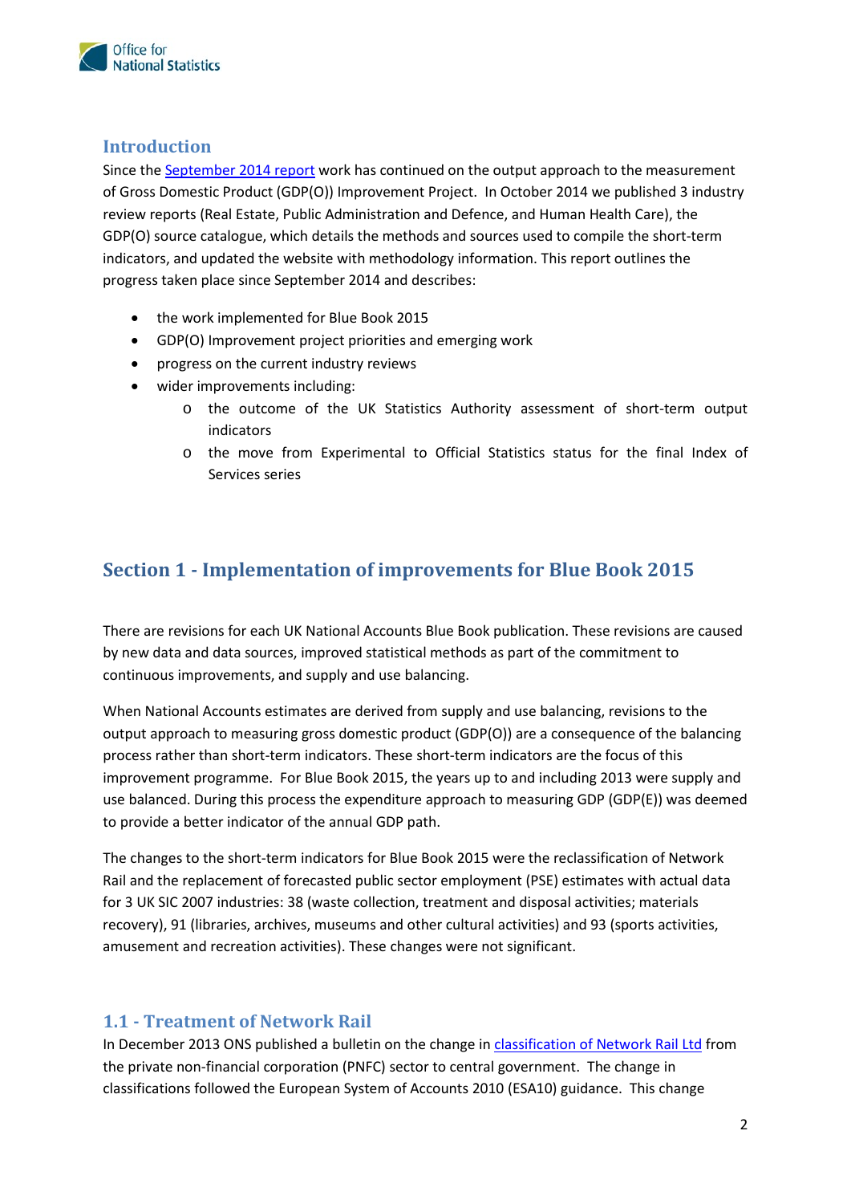## Introduction

Since the [September 2014 report](#) work has continued on the output approach to the measurement of Gross Domestic Product (GDP(O)) Improvement Project. In October 2014 we published 3 industry review reports (Real Estate, Public Administration and Defence, and Human Health Care), the GDP(O) source catalogue, which details the methods and sources used to compile the short-term indicators, and updated the website with methodology information. This report outlines the progress taken place since September 2014 and describes:

- the work implemented for Blue Book 2015
- GDP(O) Improvement project priorities and emerging work
- progress on the current industry reviews
- wider improvements including:
  - the outcome of the UK Statistics Authority assessment of short-term output indicators
  - the move from Experimental to Official Statistics status for the final Index of Services series

## Section 1 - Implementation of improvements for Blue Book 2015

There are revisions for each UK National Accounts Blue Book publication. These revisions are caused by new data and data sources, improved statistical methods as part of the commitment to continuous improvements, and supply and use balancing.

When National Accounts estimates are derived from supply and use balancing, revisions to the output approach to measuring gross domestic product (GDP(O)) are a consequence of the balancing process rather than short-term indicators. These short-term indicators are the focus of this improvement programme. For Blue Book 2015, the years up to and including 2013 were supply and use balanced. During this process the expenditure approach to measuring GDP (GDP(E)) was deemed to provide a better indicator of the annual GDP path.

The changes to the short-term indicators for Blue Book 2015 were the reclassification of Network Rail and the replacement of forecasted public sector employment (PSE) estimates with actual data for 3 UK SIC 2007 industries: 38 (waste collection, treatment and disposal activities; materials recovery), 91 (libraries, archives, museums and other cultural activities) and 93 (sports activities, amusement and recreation activities). These changes were not significant.

### 1.1 - Treatment of Network Rail

In December 2013 ONS published a bulletin on the change in [classification of Network Rail Ltd](#) from the private non-financial corporation (PNFC) sector to central government. The change in classifications followed the European System of Accounts 2010 (ESA10) guidance. This change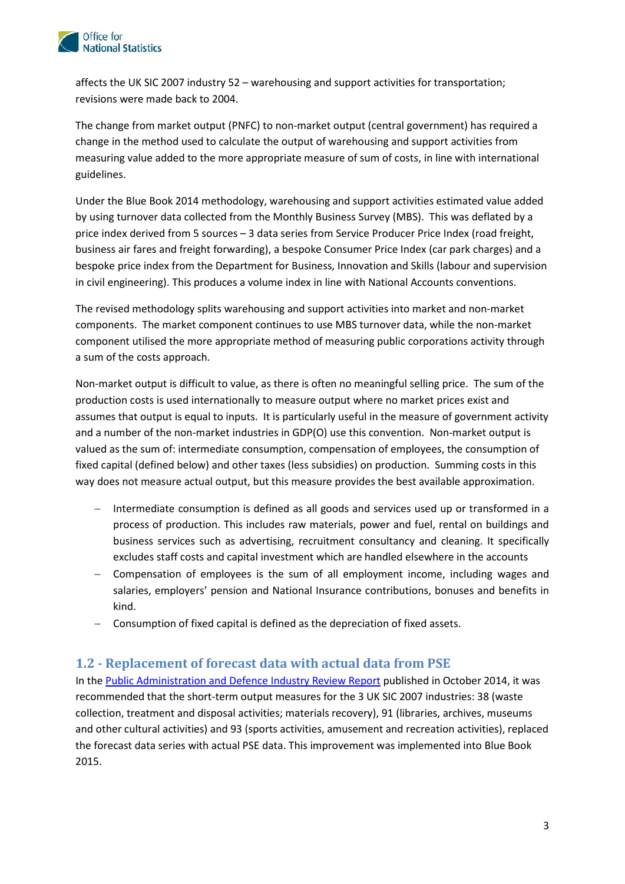affects the UK SIC 2007 industry 52 – warehousing and support activities for transportation; revisions were made back to 2004.

The change from market output (PNFC) to non-market output (central government) has required a change in the method used to calculate the output of warehousing and support activities from measuring value added to the more appropriate measure of sum of costs, in line with international guidelines.

Under the Blue Book 2014 methodology, warehousing and support activities estimated value added by using turnover data collected from the Monthly Business Survey (MBS). This was deflated by a price index derived from 5 sources – 3 data series from Service Producer Price Index (road freight, business air fares and freight forwarding), a bespoke Consumer Price Index (car park charges) and a bespoke price index from the Department for Business, Innovation and Skills (labour and supervision in civil engineering). This produces a volume index in line with National Accounts conventions.

The revised methodology splits warehousing and support activities into market and non-market components. The market component continues to use MBS turnover data, while the non-market component utilised the more appropriate method of measuring public corporations activity through a sum of the costs approach.

Non-market output is difficult to value, as there is often no meaningful selling price. The sum of the production costs is used internationally to measure output where no market prices exist and assumes that output is equal to inputs. It is particularly useful in the measure of government activity and a number of the non-market industries in GDP(O) use this convention. Non-market output is valued as the sum of: intermediate consumption, compensation of employees, the consumption of fixed capital (defined below) and other taxes (less subsidies) on production. Summing costs in this way does not measure actual output, but this measure provides the best available approximation.

- Intermediate consumption is defined as all goods and services used up or transformed in a process of production. This includes raw materials, power and fuel, rental on buildings and business services such as advertising, recruitment consultancy and cleaning. It specifically excludes staff costs and capital investment which are handled elsewhere in the accounts
- Compensation of employees is the sum of all employment income, including wages and salaries, employers' pension and National Insurance contributions, bonuses and benefits in kind.
- Consumption of fixed capital is defined as the depreciation of fixed assets.

## 1.2 - Replacement of forecast data with actual data from PSE

In the Public Administration and Defence Industry Review Report published in October 2014, it was recommended that the short-term output measures for the 3 UK SIC 2007 industries: 38 (waste collection, treatment and disposal activities; materials recovery), 91 (libraries, archives, museums and other cultural activities) and 93 (sports activities, amusement and recreation activities), replaced the forecast data series with actual PSE data. This improvement was implemented into Blue Book 2015.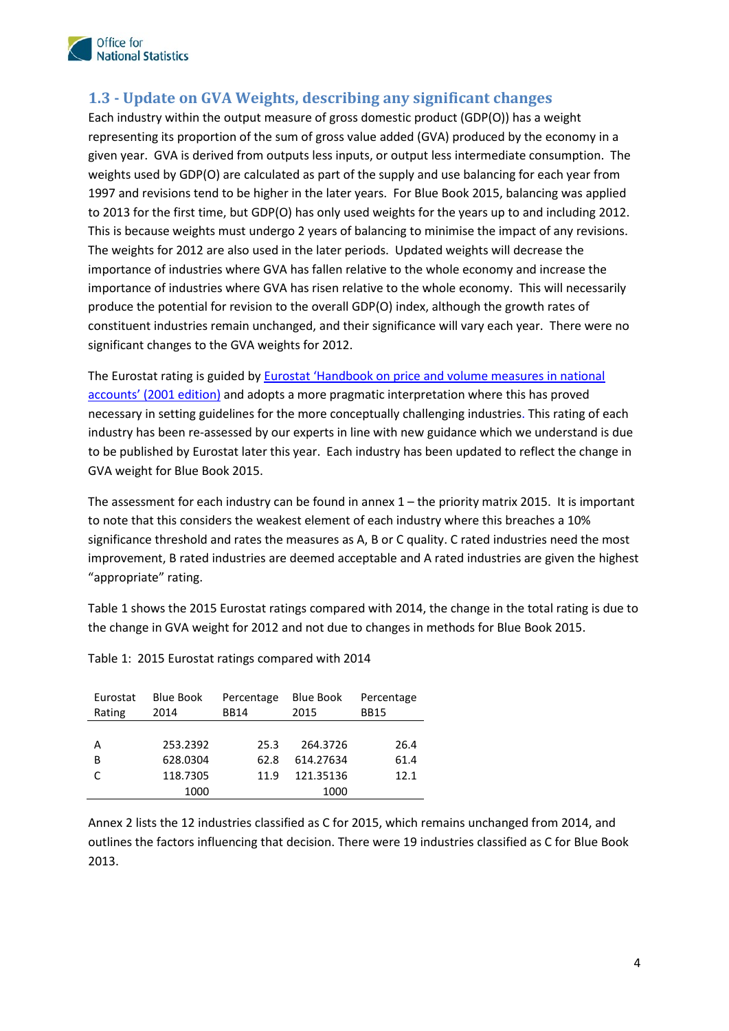## 1.3 - Update on GVA Weights, describing any significant changes

Each industry within the output measure of gross domestic product (GDP(O)) has a weight representing its proportion of the sum of gross value added (GVA) produced by the economy in a given year. GVA is derived from outputs less inputs, or output less intermediate consumption. The weights used by GDP(O) are calculated as part of the supply and use balancing for each year from 1997 and revisions tend to be higher in the later years. For Blue Book 2015, balancing was applied to 2013 for the first time, but GDP(O) has only used weights for the years up to and including 2012. This is because weights must undergo 2 years of balancing to minimise the impact of any revisions. The weights for 2012 are also used in the later periods. Updated weights will decrease the importance of industries where GVA has fallen relative to the whole economy and increase the importance of industries where GVA has risen relative to the whole economy. This will necessarily produce the potential for revision to the overall GDP(O) index, although the growth rates of constituent industries remain unchanged, and their significance will vary each year. There were no significant changes to the GVA weights for 2012.

The Eurostat rating is guided by [Eurostat 'Handbook on price and volume measures in national accounts' (2001 edition)] and adopts a more pragmatic interpretation where this has proved necessary in setting guidelines for the more conceptually challenging industries. This rating of each industry has been re-assessed by our experts in line with new guidance which we understand is due to be published by Eurostat later this year. Each industry has been updated to reflect the change in GVA weight for Blue Book 2015.

The assessment for each industry can be found in annex 1 – the priority matrix 2015. It is important to note that this considers the weakest element of each industry where this breaches a 10% significance threshold and rates the measures as A, B or C quality. C rated industries need the most improvement, B rated industries are deemed acceptable and A rated industries are given the highest "appropriate" rating.

Table 1 shows the 2015 Eurostat ratings compared with 2014, the change in the total rating is due to the change in GVA weight for 2012 and not due to changes in methods for Blue Book 2015.

Table 1: 2015 Eurostat ratings compared with 2014

| Eurostat Rating | Blue Book 2014 | Percentage BB14 | Blue Book 2015 | Percentage BB15 |
|---|---|---|---|---|
| A | 253.2392 | 25.3 | 264.3726 | 26.4 |
| B | 628.0304 | 62.8 | 614.27634 | 61.4 |
| C | 118.7305 | 11.9 | 121.35136 | 12.1 |
| | 1000 | | 1000 | |

Annex 2 lists the 12 industries classified as C for 2015, which remains unchanged from 2014, and outlines the factors influencing that decision. There were 19 industries classified as C for Blue Book 2013.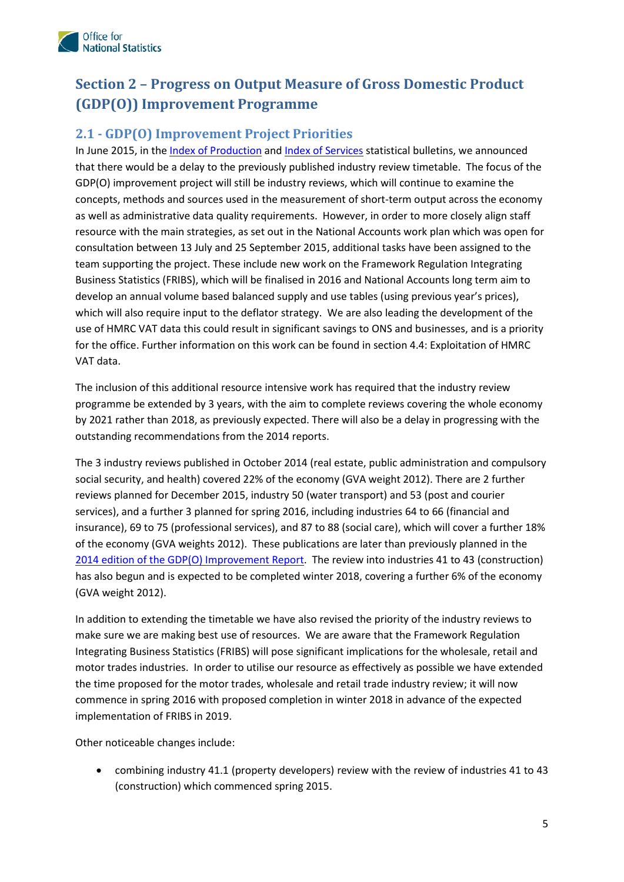# Section 2 – Progress on Output Measure of Gross Domestic Product (GDP(O)) Improvement Programme

## 2.1 - GDP(O) Improvement Project Priorities

In June 2015, in the Index of Production and Index of Services statistical bulletins, we announced that there would be a delay to the previously published industry review timetable. The focus of the GDP(O) improvement project will still be industry reviews, which will continue to examine the concepts, methods and sources used in the measurement of short-term output across the economy as well as administrative data quality requirements. However, in order to more closely align staff resource with the main strategies, as set out in the National Accounts work plan which was open for consultation between 13 July and 25 September 2015, additional tasks have been assigned to the team supporting the project. These include new work on the Framework Regulation Integrating Business Statistics (FRIBS), which will be finalised in 2016 and National Accounts long term aim to develop an annual volume based balanced supply and use tables (using previous year's prices), which will also require input to the deflator strategy. We are also leading the development of the use of HMRC VAT data this could result in significant savings to ONS and businesses, and is a priority for the office. Further information on this work can be found in section 4.4: Exploitation of HMRC VAT data.

The inclusion of this additional resource intensive work has required that the industry review programme be extended by 3 years, with the aim to complete reviews covering the whole economy by 2021 rather than 2018, as previously expected. There will also be a delay in progressing with the outstanding recommendations from the 2014 reports.

The 3 industry reviews published in October 2014 (real estate, public administration and compulsory social security, and health) covered 22% of the economy (GVA weight 2012). There are 2 further reviews planned for December 2015, industry 50 (water transport) and 53 (post and courier services), and a further 3 planned for spring 2016, including industries 64 to 66 (financial and insurance), 69 to 75 (professional services), and 87 to 88 (social care), which will cover a further 18% of the economy (GVA weights 2012). These publications are later than previously planned in the 2014 edition of the GDP(O) Improvement Report. The review into industries 41 to 43 (construction) has also begun and is expected to be completed winter 2018, covering a further 6% of the economy (GVA weight 2012).

In addition to extending the timetable we have also revised the priority of the industry reviews to make sure we are making best use of resources. We are aware that the Framework Regulation Integrating Business Statistics (FRIBS) will pose significant implications for the wholesale, retail and motor trades industries. In order to utilise our resource as effectively as possible we have extended the time proposed for the motor trades, wholesale and retail trade industry review; it will now commence in spring 2016 with proposed completion in winter 2018 in advance of the expected implementation of FRIBS in 2019.

Other noticeable changes include:

- combining industry 41.1 (property developers) review with the review of industries 41 to 43 (construction) which commenced spring 2015.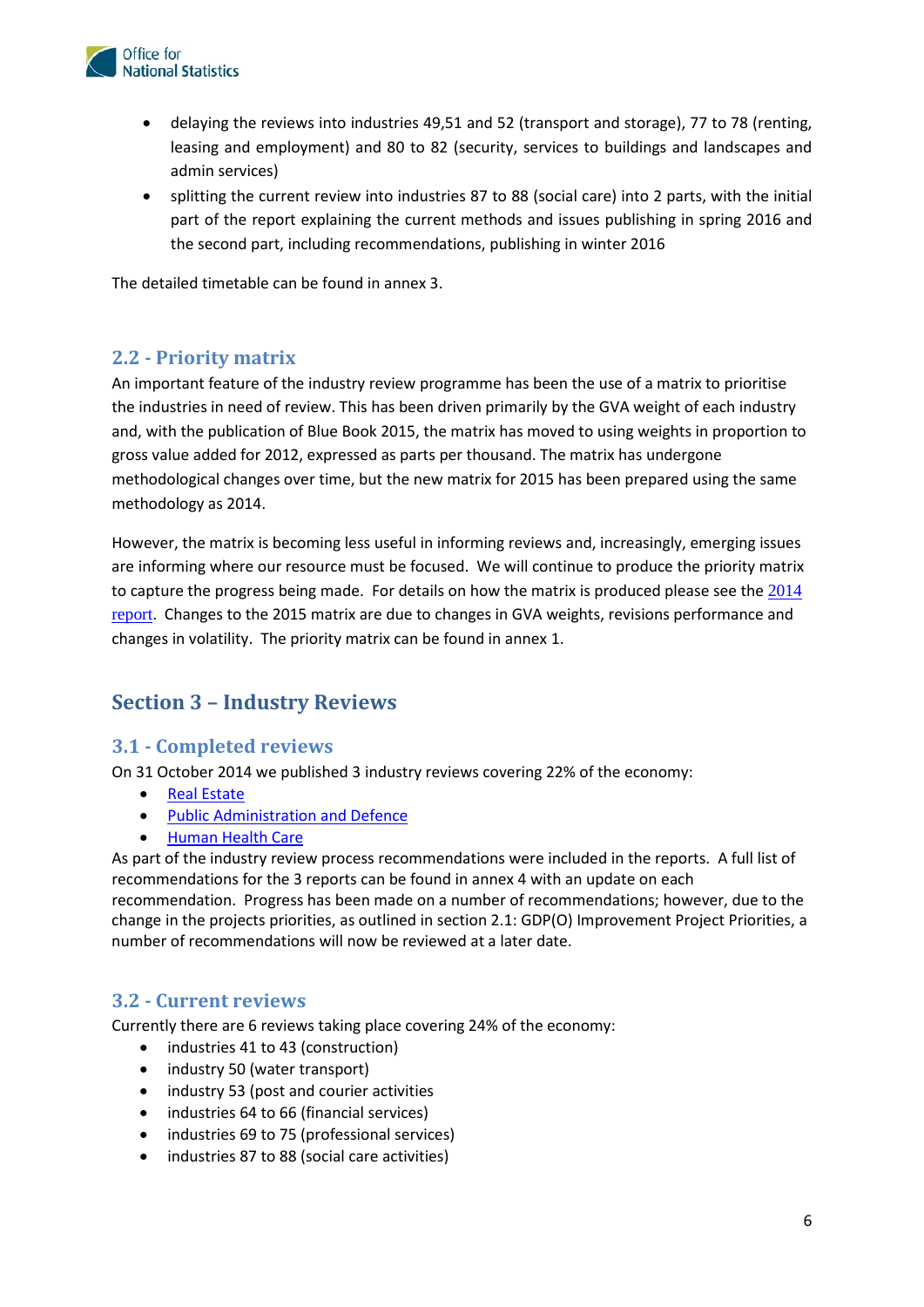- delaying the reviews into industries 49,51 and 52 (transport and storage), 77 to 78 (renting, leasing and employment) and 80 to 82 (security, services to buildings and landscapes and admin services)
- splitting the current review into industries 87 to 88 (social care) into 2 parts, with the initial part of the report explaining the current methods and issues publishing in spring 2016 and the second part, including recommendations, publishing in winter 2016

The detailed timetable can be found in annex 3.

### 2.2 - Priority matrix

An important feature of the industry review programme has been the use of a matrix to prioritise the industries in need of review. This has been driven primarily by the GVA weight of each industry and, with the publication of Blue Book 2015, the matrix has moved to using weights in proportion to gross value added for 2012, expressed as parts per thousand. The matrix has undergone methodological changes over time, but the new matrix for 2015 has been prepared using the same methodology as 2014.

However, the matrix is becoming less useful in informing reviews and, increasingly, emerging issues are informing where our resource must be focused. We will continue to produce the priority matrix to capture the progress being made. For details on how the matrix is produced please see the 2014 report. Changes to the 2015 matrix are due to changes in GVA weights, revisions performance and changes in volatility. The priority matrix can be found in annex 1.

## Section 3 – Industry Reviews

### 3.1 - Completed reviews

On 31 October 2014 we published 3 industry reviews covering 22% of the economy:

- Real Estate
- Public Administration and Defence
- Human Health Care

As part of the industry review process recommendations were included in the reports. A full list of recommendations for the 3 reports can be found in annex 4 with an update on each recommendation. Progress has been made on a number of recommendations; however, due to the change in the projects priorities, as outlined in section 2.1: GDP(O) Improvement Project Priorities, a number of recommendations will now be reviewed at a later date.

### 3.2 - Current reviews

Currently there are 6 reviews taking place covering 24% of the economy:

- industries 41 to 43 (construction)
- industry 50 (water transport)
- industry 53 (post and courier activities
- industries 64 to 66 (financial services)
- industries 69 to 75 (professional services)
- industries 87 to 88 (social care activities)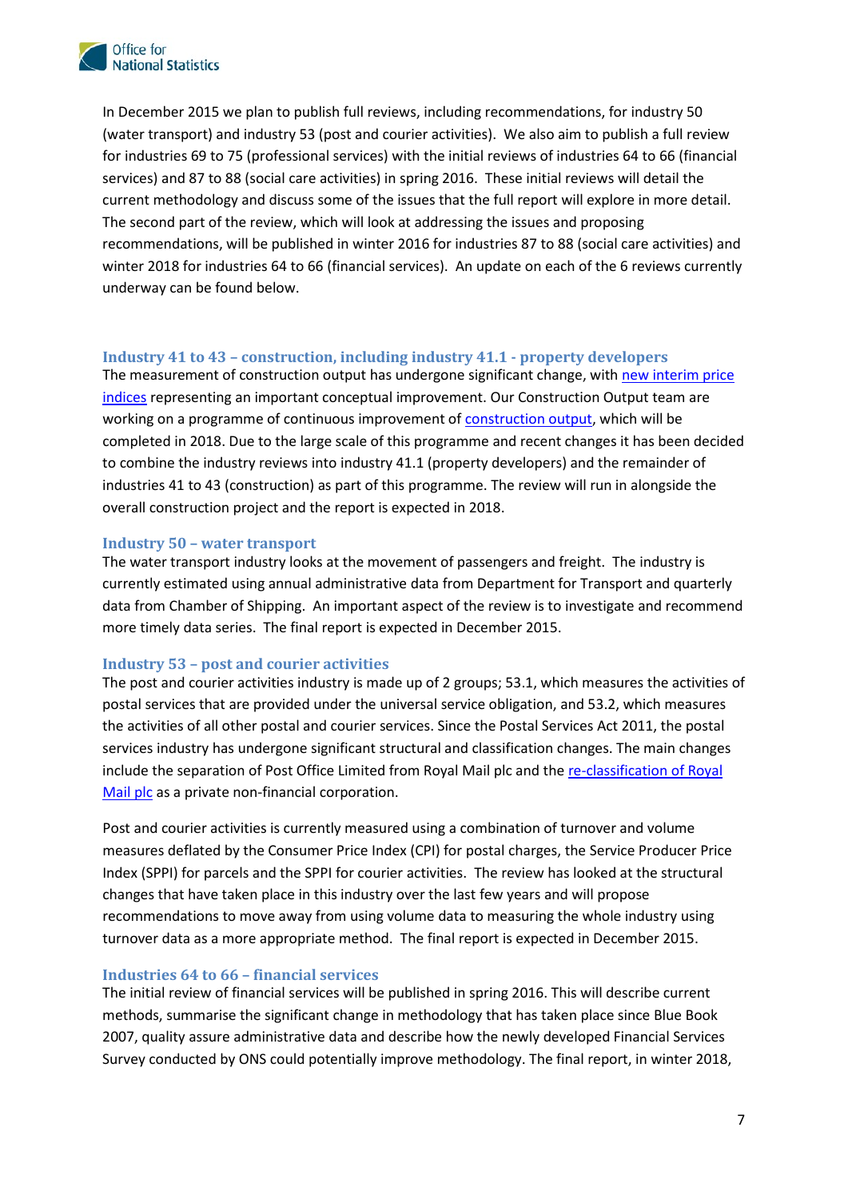In December 2015 we plan to publish full reviews, including recommendations, for industry 50 (water transport) and industry 53 (post and courier activities). We also aim to publish a full review for industries 69 to 75 (professional services) with the initial reviews of industries 64 to 66 (financial services) and 87 to 88 (social care activities) in spring 2016. These initial reviews will detail the current methodology and discuss some of the issues that the full report will explore in more detail. The second part of the review, which will look at addressing the issues and proposing recommendations, will be published in winter 2016 for industries 87 to 88 (social care activities) and winter 2018 for industries 64 to 66 (financial services). An update on each of the 6 reviews currently underway can be found below.

### Industry 41 to 43 – construction, including industry 41.1 - property developers

The measurement of construction output has undergone significant change, with new interim price indices representing an important conceptual improvement. Our Construction Output team are working on a programme of continuous improvement of construction output, which will be completed in 2018. Due to the large scale of this programme and recent changes it has been decided to combine the industry reviews into industry 41.1 (property developers) and the remainder of industries 41 to 43 (construction) as part of this programme. The review will run in alongside the overall construction project and the report is expected in 2018.

### Industry 50 – water transport

The water transport industry looks at the movement of passengers and freight. The industry is currently estimated using annual administrative data from Department for Transport and quarterly data from Chamber of Shipping. An important aspect of the review is to investigate and recommend more timely data series. The final report is expected in December 2015.

### Industry 53 – post and courier activities

The post and courier activities industry is made up of 2 groups; 53.1, which measures the activities of postal services that are provided under the universal service obligation, and 53.2, which measures the activities of all other postal and courier services. Since the Postal Services Act 2011, the postal services industry has undergone significant structural and classification changes. The main changes include the separation of Post Office Limited from Royal Mail plc and the re-classification of Royal Mail plc as a private non-financial corporation.

Post and courier activities is currently measured using a combination of turnover and volume measures deflated by the Consumer Price Index (CPI) for postal charges, the Service Producer Price Index (SPPI) for parcels and the SPPI for courier activities. The review has looked at the structural changes that have taken place in this industry over the last few years and will propose recommendations to move away from using volume data to measuring the whole industry using turnover data as a more appropriate method. The final report is expected in December 2015.

### Industries 64 to 66 – financial services

The initial review of financial services will be published in spring 2016. This will describe current methods, summarise the significant change in methodology that has taken place since Blue Book 2007, quality assure administrative data and describe how the newly developed Financial Services Survey conducted by ONS could potentially improve methodology. The final report, in winter 2018,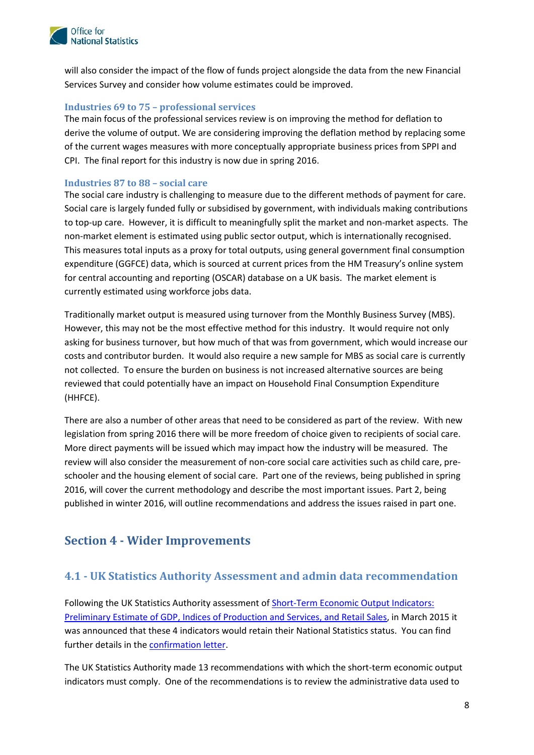will also consider the impact of the flow of funds project alongside the data from the new Financial Services Survey and consider how volume estimates could be improved.

### Industries 69 to 75 – professional services

The main focus of the professional services review is on improving the method for deflation to derive the volume of output. We are considering improving the deflation method by replacing some of the current wages measures with more conceptually appropriate business prices from SPPI and CPI. The final report for this industry is now due in spring 2016.

### Industries 87 to 88 – social care

The social care industry is challenging to measure due to the different methods of payment for care. Social care is largely funded fully or subsidised by government, with individuals making contributions to top-up care. However, it is difficult to meaningfully split the market and non-market aspects. The non-market element is estimated using public sector output, which is internationally recognised. This measures total inputs as a proxy for total outputs, using general government final consumption expenditure (GGFCE) data, which is sourced at current prices from the HM Treasury's online system for central accounting and reporting (OSCAR) database on a UK basis. The market element is currently estimated using workforce jobs data.

Traditionally market output is measured using turnover from the Monthly Business Survey (MBS). However, this may not be the most effective method for this industry. It would require not only asking for business turnover, but how much of that was from government, which would increase our costs and contributor burden. It would also require a new sample for MBS as social care is currently not collected. To ensure the burden on business is not increased alternative sources are being reviewed that could potentially have an impact on Household Final Consumption Expenditure (HHFCE).

There are also a number of other areas that need to be considered as part of the review. With new legislation from spring 2016 there will be more freedom of choice given to recipients of social care. More direct payments will be issued which may impact how the industry will be measured. The review will also consider the measurement of non-core social care activities such as child care, pre-schooler and the housing element of social care. Part one of the reviews, being published in spring 2016, will cover the current methodology and describe the most important issues. Part 2, being published in winter 2016, will outline recommendations and address the issues raised in part one.

# Section 4 - Wider Improvements

## 4.1 - UK Statistics Authority Assessment and admin data recommendation

Following the UK Statistics Authority assessment of Short-Term Economic Output Indicators: Preliminary Estimate of GDP, Indices of Production and Services, and Retail Sales, in March 2015 it was announced that these 4 indicators would retain their National Statistics status. You can find further details in the confirmation letter.

The UK Statistics Authority made 13 recommendations with which the short-term economic output indicators must comply. One of the recommendations is to review the administrative data used to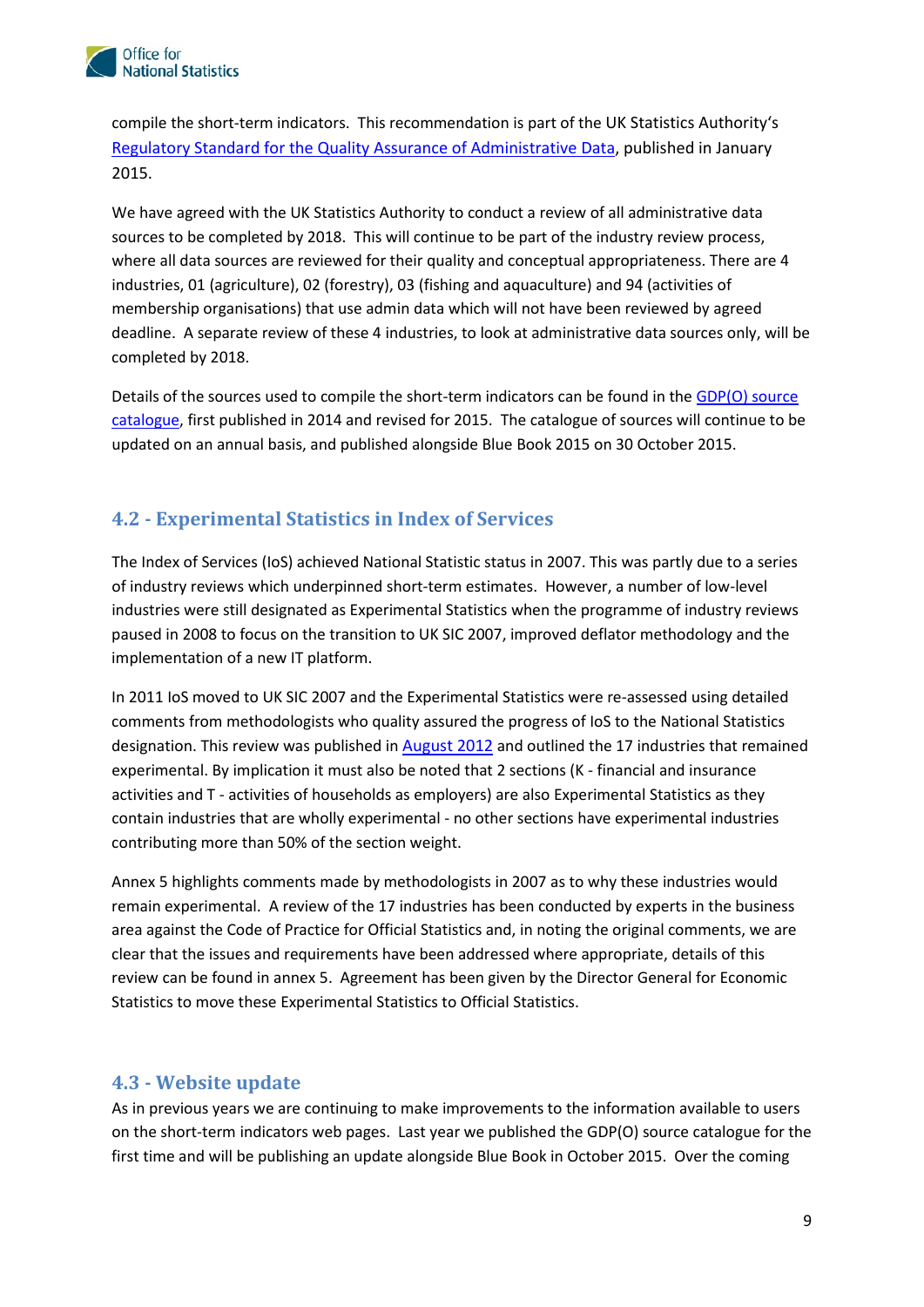compile the short-term indicators. This recommendation is part of the UK Statistics Authority's [Regulatory Standard for the Quality Assurance of Administrative Data](), published in January 2015.

We have agreed with the UK Statistics Authority to conduct a review of all administrative data sources to be completed by 2018. This will continue to be part of the industry review process, where all data sources are reviewed for their quality and conceptual appropriateness. There are 4 industries, 01 (agriculture), 02 (forestry), 03 (fishing and aquaculture) and 94 (activities of membership organisations) that use admin data which will not have been reviewed by agreed deadline. A separate review of these 4 industries, to look at administrative data sources only, will be completed by 2018.

Details of the sources used to compile the short-term indicators can be found in the GDP(O) source catalogue, first published in 2014 and revised for 2015. The catalogue of sources will continue to be updated on an annual basis, and published alongside Blue Book 2015 on 30 October 2015.

## 4.2 - Experimental Statistics in Index of Services

The Index of Services (IoS) achieved National Statistic status in 2007. This was partly due to a series of industry reviews which underpinned short-term estimates. However, a number of low-level industries were still designated as Experimental Statistics when the programme of industry reviews paused in 2008 to focus on the transition to UK SIC 2007, improved deflator methodology and the implementation of a new IT platform.

In 2011 IoS moved to UK SIC 2007 and the Experimental Statistics were re-assessed using detailed comments from methodologists who quality assured the progress of IoS to the National Statistics designation. This review was published in August 2012 and outlined the 17 industries that remained experimental. By implication it must also be noted that 2 sections (K - financial and insurance activities and T - activities of households as employers) are also Experimental Statistics as they contain industries that are wholly experimental - no other sections have experimental industries contributing more than 50% of the section weight.

Annex 5 highlights comments made by methodologists in 2007 as to why these industries would remain experimental. A review of the 17 industries has been conducted by experts in the business area against the Code of Practice for Official Statistics and, in noting the original comments, we are clear that the issues and requirements have been addressed where appropriate, details of this review can be found in annex 5. Agreement has been given by the Director General for Economic Statistics to move these Experimental Statistics to Official Statistics.

## 4.3 - Website update

As in previous years we are continuing to make improvements to the information available to users on the short-term indicators web pages. Last year we published the GDP(O) source catalogue for the first time and will be publishing an update alongside Blue Book in October 2015. Over the coming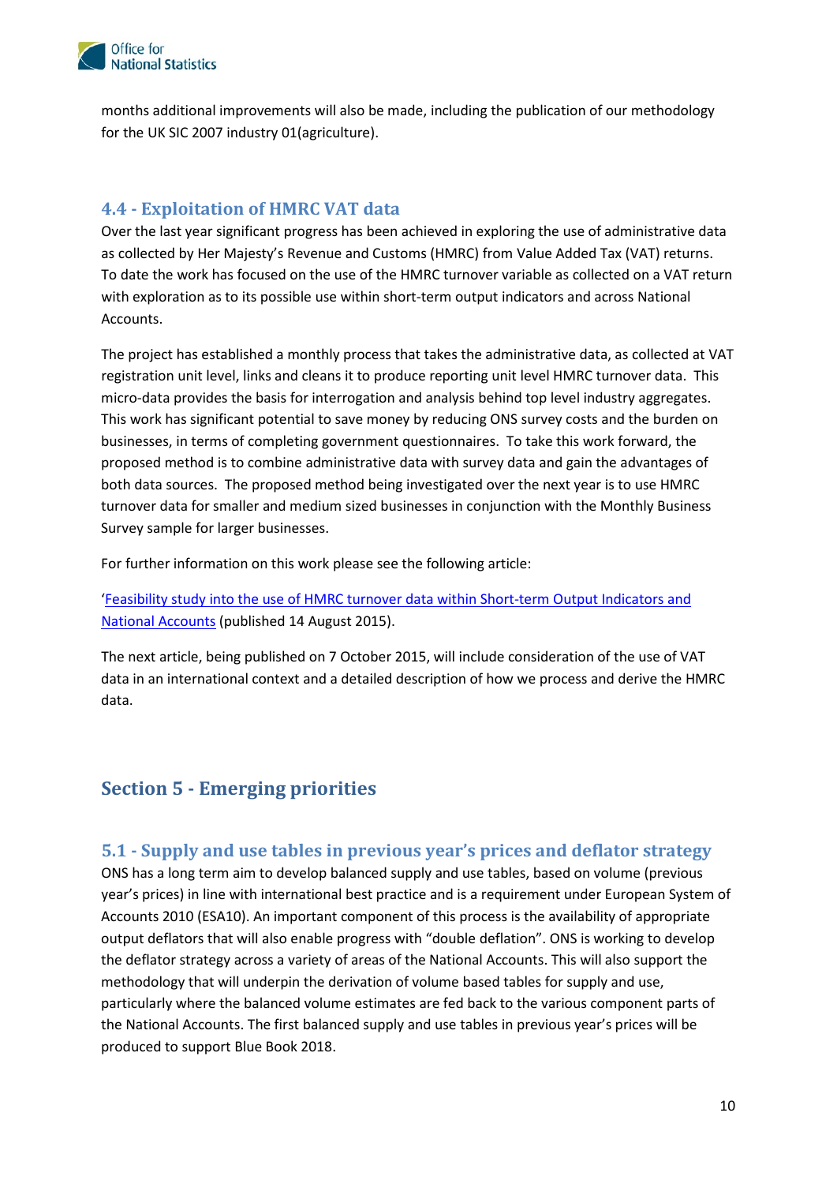months additional improvements will also be made, including the publication of our methodology for the UK SIC 2007 industry 01(agriculture).

### 4.4 - Exploitation of HMRC VAT data

Over the last year significant progress has been achieved in exploring the use of administrative data as collected by Her Majesty's Revenue and Customs (HMRC) from Value Added Tax (VAT) returns. To date the work has focused on the use of the HMRC turnover variable as collected on a VAT return with exploration as to its possible use within short-term output indicators and across National Accounts.

The project has established a monthly process that takes the administrative data, as collected at VAT registration unit level, links and cleans it to produce reporting unit level HMRC turnover data. This micro-data provides the basis for interrogation and analysis behind top level industry aggregates. This work has significant potential to save money by reducing ONS survey costs and the burden on businesses, in terms of completing government questionnaires. To take this work forward, the proposed method is to combine administrative data with survey data and gain the advantages of both data sources. The proposed method being investigated over the next year is to use HMRC turnover data for smaller and medium sized businesses in conjunction with the Monthly Business Survey sample for larger businesses.

For further information on this work please see the following article:

'Feasibility study into the use of HMRC turnover data within Short-term Output Indicators and National Accounts (published 14 August 2015).

The next article, being published on 7 October 2015, will include consideration of the use of VAT data in an international context and a detailed description of how we process and derive the HMRC data.

## Section 5 - Emerging priorities

### 5.1 - Supply and use tables in previous year's prices and deflator strategy

ONS has a long term aim to develop balanced supply and use tables, based on volume (previous year's prices) in line with international best practice and is a requirement under European System of Accounts 2010 (ESA10). An important component of this process is the availability of appropriate output deflators that will also enable progress with "double deflation". ONS is working to develop the deflator strategy across a variety of areas of the National Accounts. This will also support the methodology that will underpin the derivation of volume based tables for supply and use, particularly where the balanced volume estimates are fed back to the various component parts of the National Accounts. The first balanced supply and use tables in previous year's prices will be produced to support Blue Book 2018.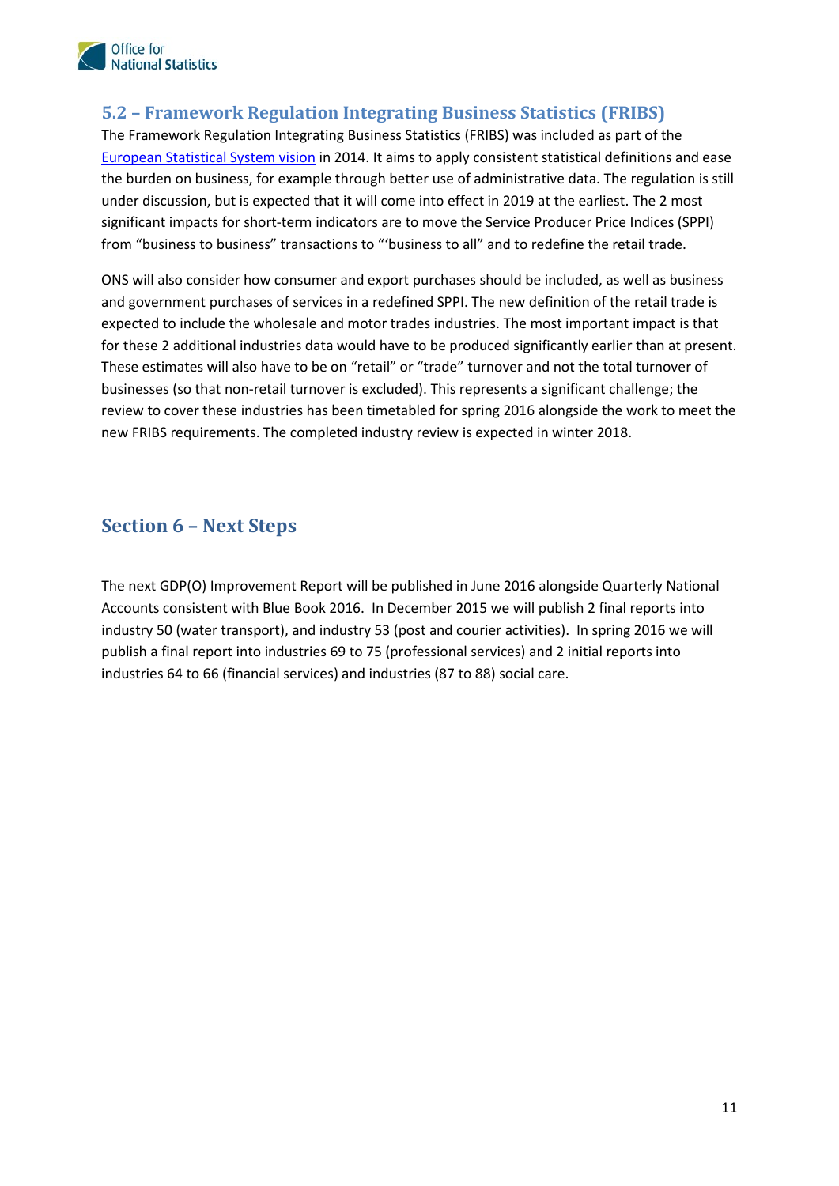## 5.2 – Framework Regulation Integrating Business Statistics (FRIBS)

The Framework Regulation Integrating Business Statistics (FRIBS) was included as part of the European Statistical System vision in 2014. It aims to apply consistent statistical definitions and ease the burden on business, for example through better use of administrative data. The regulation is still under discussion, but is expected that it will come into effect in 2019 at the earliest. The 2 most significant impacts for short-term indicators are to move the Service Producer Price Indices (SPPI) from "business to business" transactions to "'business to all" and to redefine the retail trade.

ONS will also consider how consumer and export purchases should be included, as well as business and government purchases of services in a redefined SPPI. The new definition of the retail trade is expected to include the wholesale and motor trades industries. The most important impact is that for these 2 additional industries data would have to be produced significantly earlier than at present. These estimates will also have to be on "retail" or "trade" turnover and not the total turnover of businesses (so that non-retail turnover is excluded). This represents a significant challenge; the review to cover these industries has been timetabled for spring 2016 alongside the work to meet the new FRIBS requirements. The completed industry review is expected in winter 2018.

# Section 6 – Next Steps

The next GDP(O) Improvement Report will be published in June 2016 alongside Quarterly National Accounts consistent with Blue Book 2016. In December 2015 we will publish 2 final reports into industry 50 (water transport), and industry 53 (post and courier activities). In spring 2016 we will publish a final report into industries 69 to 75 (professional services) and 2 initial reports into industries 64 to 66 (financial services) and industries (87 to 88) social care.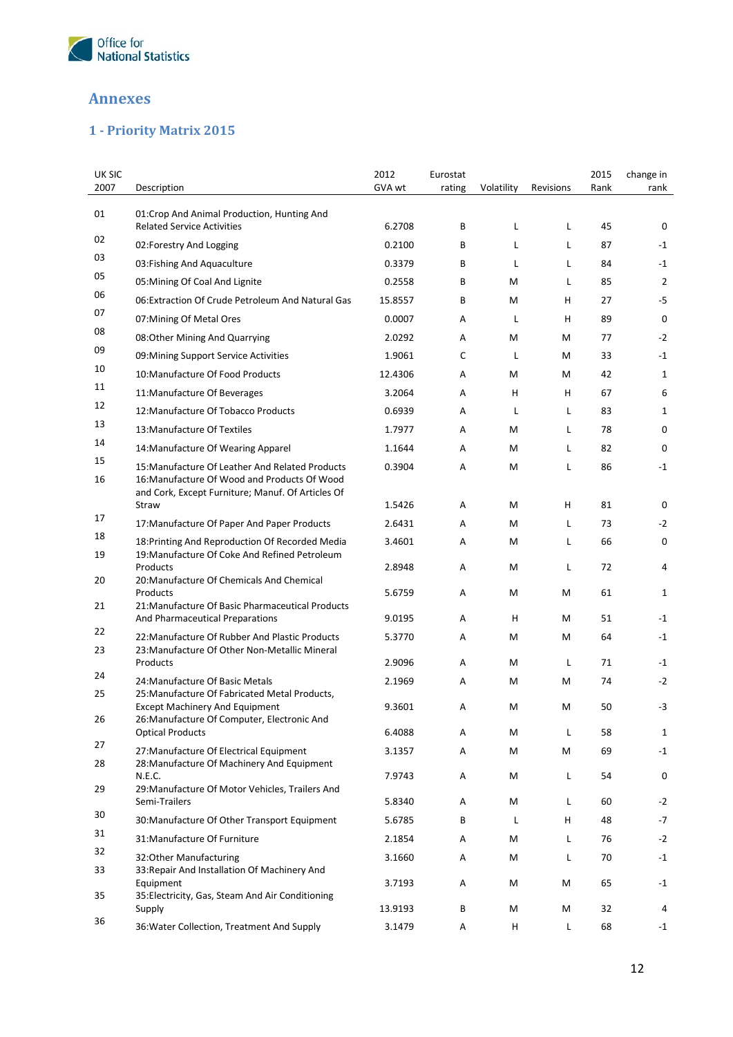## Annexes

### 1 - Priority Matrix 2015

| UK SIC 2007 | Description | 2012 GVA wt | Eurostat rating | Volatility | Revisions | 2015 Rank | change in rank |
|---|---|---|---|---|---|---|---|
| 01 | 01:Crop And Animal Production, Hunting And Related Service Activities | 6.2708 | B | L | L | 45 | 0 |
| 02 | 02:Forestry And Logging | 0.2100 | B | L | L | 87 | -1 |
| 03 | 03:Fishing And Aquaculture | 0.3379 | B | L | L | 84 | -1 |
| 05 | 05:Mining Of Coal And Lignite | 0.2558 | B | M | L | 85 | 2 |
| 06 | 06:Extraction Of Crude Petroleum And Natural Gas | 15.8557 | B | M | H | 27 | -5 |
| 07 | 07:Mining Of Metal Ores | 0.0007 | A | L | H | 89 | 0 |
| 08 | 08:Other Mining And Quarrying | 2.0292 | A | M | M | 77 | -2 |
| 09 | 09:Mining Support Service Activities | 1.9061 | C | L | M | 33 | -1 |
| 10 | 10:Manufacture Of Food Products | 12.4306 | A | M | M | 42 | 1 |
| 11 | 11:Manufacture Of Beverages | 3.2064 | A | H | H | 67 | 6 |
| 12 | 12:Manufacture Of Tobacco Products | 0.6939 | A | L | L | 83 | 1 |
| 13 | 13:Manufacture Of Textiles | 1.7977 | A | M | L | 78 | 0 |
| 14 | 14:Manufacture Of Wearing Apparel | 1.1644 | A | M | L | 82 | 0 |
| 15 | 15:Manufacture Of Leather And Related Products | 0.3904 | A | M | L | 86 | -1 |
| 16 | 16:Manufacture Of Wood and Products Of Wood and Cork, Except Furniture; Manuf. Of Articles Of Straw | 1.5426 | A | M | H | 81 | 0 |
| 17 | 17:Manufacture Of Paper And Paper Products | 2.6431 | A | M | L | 73 | -2 |
| 18 | 18:Printing And Reproduction Of Recorded Media | 3.4601 | A | M | L | 66 | 0 |
| 19 | 19:Manufacture Of Coke And Refined Petroleum Products | 2.8948 | A | M | L | 72 | 4 |
| 20 | 20:Manufacture Of Chemicals And Chemical Products | 5.6759 | A | M | M | 61 | 1 |
| 21 | 21:Manufacture Of Basic Pharmaceutical Products And Pharmaceutical Preparations | 9.0195 | A | H | M | 51 | -1 |
| 22 | 22:Manufacture Of Rubber And Plastic Products | 5.3770 | A | M | M | 64 | -1 |
| 23 | 23:Manufacture Of Other Non-Metallic Mineral Products | 2.9096 | A | M | L | 71 | -1 |
| 24 | 24:Manufacture Of Basic Metals | 2.1969 | A | M | M | 74 | -2 |
| 25 | 25:Manufacture Of Fabricated Metal Products, Except Machinery And Equipment | 9.3601 | A | M | M | 50 | -3 |
| 26 | 26:Manufacture Of Computer, Electronic And Optical Products | 6.4088 | A | M | L | 58 | 1 |
| 27 | 27:Manufacture Of Electrical Equipment | 3.1357 | A | M | M | 69 | -1 |
| 28 | 28:Manufacture Of Machinery And Equipment N.E.C. | 7.9743 | A | M | L | 54 | 0 |
| 29 | 29:Manufacture Of Motor Vehicles, Trailers And Semi-Trailers | 5.8340 | A | M | L | 60 | -2 |
| 30 | 30:Manufacture Of Other Transport Equipment | 5.6785 | B | L | H | 48 | -7 |
| 31 | 31:Manufacture Of Furniture | 2.1854 | A | M | L | 76 | -2 |
| 32 | 32:Other Manufacturing | 3.1660 | A | M | L | 70 | -1 |
| 33 | 33:Repair And Installation Of Machinery And Equipment | 3.7193 | A | M | M | 65 | -1 |
| 35 | 35:Electricity, Gas, Steam And Air Conditioning Supply | 13.9193 | B | M | M | 32 | 4 |
| 36 | 36:Water Collection, Treatment And Supply | 3.1479 | A | H | L | 68 | -1 |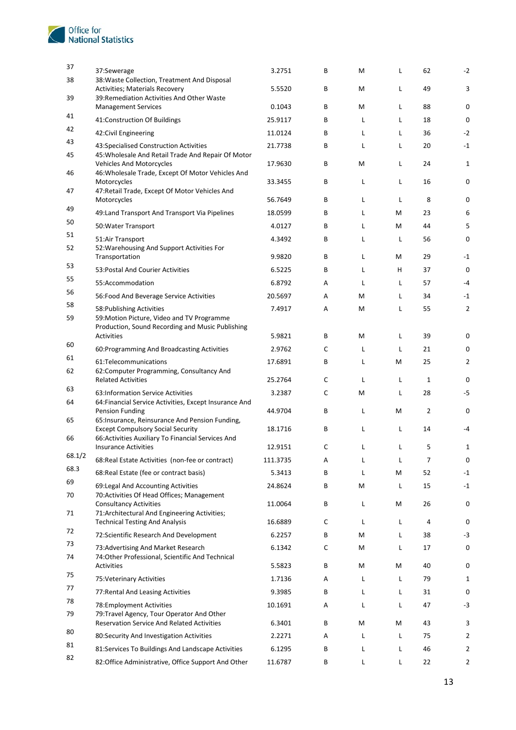| | | | | | | | |
|---|---|---|---|---|---|---|---|
| 37 | 37:Sewerage | 3.2751 | B | M | L | 62 | -2 |
| 38 | 38:Waste Collection, Treatment And Disposal Activities; Materials Recovery | 5.5520 | B | M | L | 49 | 3 |
| 39 | 39:Remediation Activities And Other Waste Management Services | 0.1043 | B | M | L | 88 | 0 |
| 41 | 41:Construction Of Buildings | 25.9117 | B | L | L | 18 | 0 |
| 42 | 42:Civil Engineering | 11.0124 | B | L | L | 36 | -2 |
| 43 | 43:Specialised Construction Activities | 21.7738 | B | L | L | 20 | -1 |
| 45 | 45:Wholesale And Retail Trade And Repair Of Motor Vehicles And Motorcycles | 17.9630 | B | M | L | 24 | 1 |
| 46 | 46:Wholesale Trade, Except Of Motor Vehicles And Motorcycles | 33.3455 | B | L | L | 16 | 0 |
| 47 | 47:Retail Trade, Except Of Motor Vehicles And Motorcycles | 56.7649 | B | L | L | 8 | 0 |
| 49 | 49:Land Transport And Transport Via Pipelines | 18.0599 | B | L | M | 23 | 6 |
| 50 | 50:Water Transport | 4.0127 | B | L | M | 44 | 5 |
| 51 | 51:Air Transport | 4.3492 | B | L | L | 56 | 0 |
| 52 | 52:Warehousing And Support Activities For Transportation | 9.9820 | B | L | M | 29 | -1 |
| 53 | 53:Postal And Courier Activities | 6.5225 | B | L | H | 37 | 0 |
| 55 | 55:Accommodation | 6.8792 | A | L | L | 57 | -4 |
| 56 | 56:Food And Beverage Service Activities | 20.5697 | A | M | L | 34 | -1 |
| 58 | 58:Publishing Activities | 7.4917 | A | M | L | 55 | 2 |
| 59 | 59:Motion Picture, Video and TV Programme Production, Sound Recording and Music Publishing Activities | 5.9821 | B | M | L | 39 | 0 |
| 60 | 60:Programming And Broadcasting Activities | 2.9762 | C | L | L | 21 | 0 |
| 61 | 61:Telecommunications | 17.6891 | B | L | M | 25 | 2 |
| 62 | 62:Computer Programming, Consultancy And Related Activities | 25.2764 | C | L | L | 1 | 0 |
| 63 | 63:Information Service Activities | 3.2387 | C | M | L | 28 | -5 |
| 64 | 64:Financial Service Activities, Except Insurance And Pension Funding | 44.9704 | B | L | M | 2 | 0 |
| 65 | 65:Insurance, Reinsurance And Pension Funding, Except Compulsory Social Security | 18.1716 | B | L | L | 14 | -4 |
| 66 | 66:Activities Auxiliary To Financial Services And Insurance Activities | 12.9151 | C | L | L | 5 | 1 |
| 68.1/2 | 68:Real Estate Activities (non-fee or contract) | 111.3735 | A | L | L | 7 | 0 |
| 68.3 | 68:Real Estate (fee or contract basis) | 5.3413 | B | L | M | 52 | -1 |
| 69 | 69:Legal And Accounting Activities | 24.8624 | B | M | L | 15 | -1 |
| 70 | 70:Activities Of Head Offices; Management Consultancy Activities | 11.0064 | B | L | M | 26 | 0 |
| 71 | 71:Architectural And Engineering Activities; Technical Testing And Analysis | 16.6889 | C | L | L | 4 | 0 |
| 72 | 72:Scientific Research And Development | 6.2257 | B | M | L | 38 | -3 |
| 73 | 73:Advertising And Market Research | 6.1342 | C | M | L | 17 | 0 |
| 74 | 74:Other Professional, Scientific And Technical Activities | 5.5823 | B | M | M | 40 | 0 |
| 75 | 75:Veterinary Activities | 1.7136 | A | L | L | 79 | 1 |
| 77 | 77:Rental And Leasing Activities | 9.3985 | B | L | L | 31 | 0 |
| 78 | 78:Employment Activities | 10.1691 | A | L | L | 47 | -3 |
| 79 | 79:Travel Agency, Tour Operator And Other Reservation Service And Related Activities | 6.3401 | B | M | M | 43 | 3 |
| 80 | 80:Security And Investigation Activities | 2.2271 | A | L | L | 75 | 2 |
| 81 | 81:Services To Buildings And Landscape Activities | 6.1295 | B | L | L | 46 | 2 |
| 82 | 82:Office Administrative, Office Support And Other | 11.6787 | B | L | L | 22 | 2 |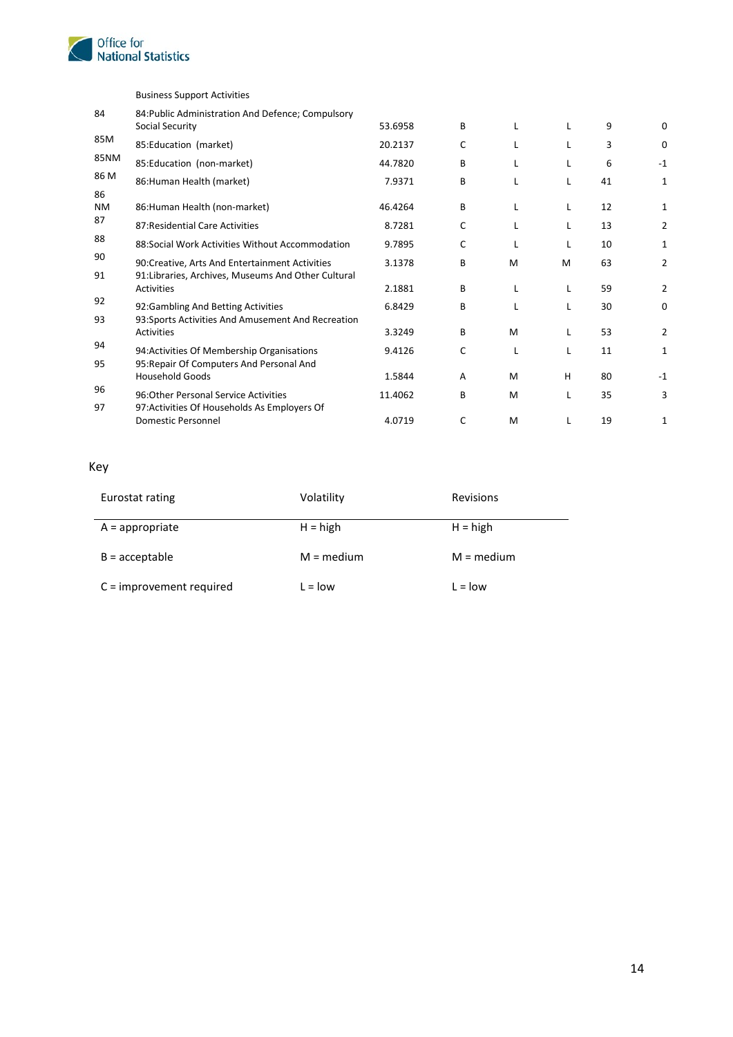| | | | | | | | |
|---|---|---|---|---|---|---|---|
| | Business Support Activities | | | | | | |
| 84 | 84:Public Administration And Defence; Compulsory Social Security | 53.6958 | B | L | L | 9 | 0 |
| 85M | 85:Education (market) | 20.2137 | C | L | L | 3 | 0 |
| 85NM | 85:Education (non-market) | 44.7820 | B | L | L | 6 | -1 |
| 86 M | 86:Human Health (market) | 7.9371 | B | L | L | 41 | 1 |
| 86 NM | 86:Human Health (non-market) | 46.4264 | B | L | L | 12 | 1 |
| 87 | 87:Residential Care Activities | 8.7281 | C | L | L | 13 | 2 |
| 88 | 88:Social Work Activities Without Accommodation | 9.7895 | C | L | L | 10 | 1 |
| 90 | 90:Creative, Arts And Entertainment Activities | 3.1378 | B | M | M | 63 | 2 |
| 91 | 91:Libraries, Archives, Museums And Other Cultural Activities | 2.1881 | B | L | L | 59 | 2 |
| 92 | 92:Gambling And Betting Activities | 6.8429 | B | L | L | 30 | 0 |
| 93 | 93:Sports Activities And Amusement And Recreation Activities | 3.3249 | B | M | L | 53 | 2 |
| 94 | 94:Activities Of Membership Organisations | 9.4126 | C | L | L | 11 | 1 |
| 95 | 95:Repair Of Computers And Personal And Household Goods | 1.5844 | A | M | H | 80 | -1 |
| 96 | 96:Other Personal Service Activities | 11.4062 | B | M | L | 35 | 3 |
| 97 | 97:Activities Of Households As Employers Of Domestic Personnel | 4.0719 | C | M | L | 19 | 1 |

Key

| Eurostat rating | Volatility | Revisions |
|---|---|---|
| A = appropriate | H = high | H = high |
| B = acceptable | M = medium | M = medium |
| C = improvement required | L = low | L = low |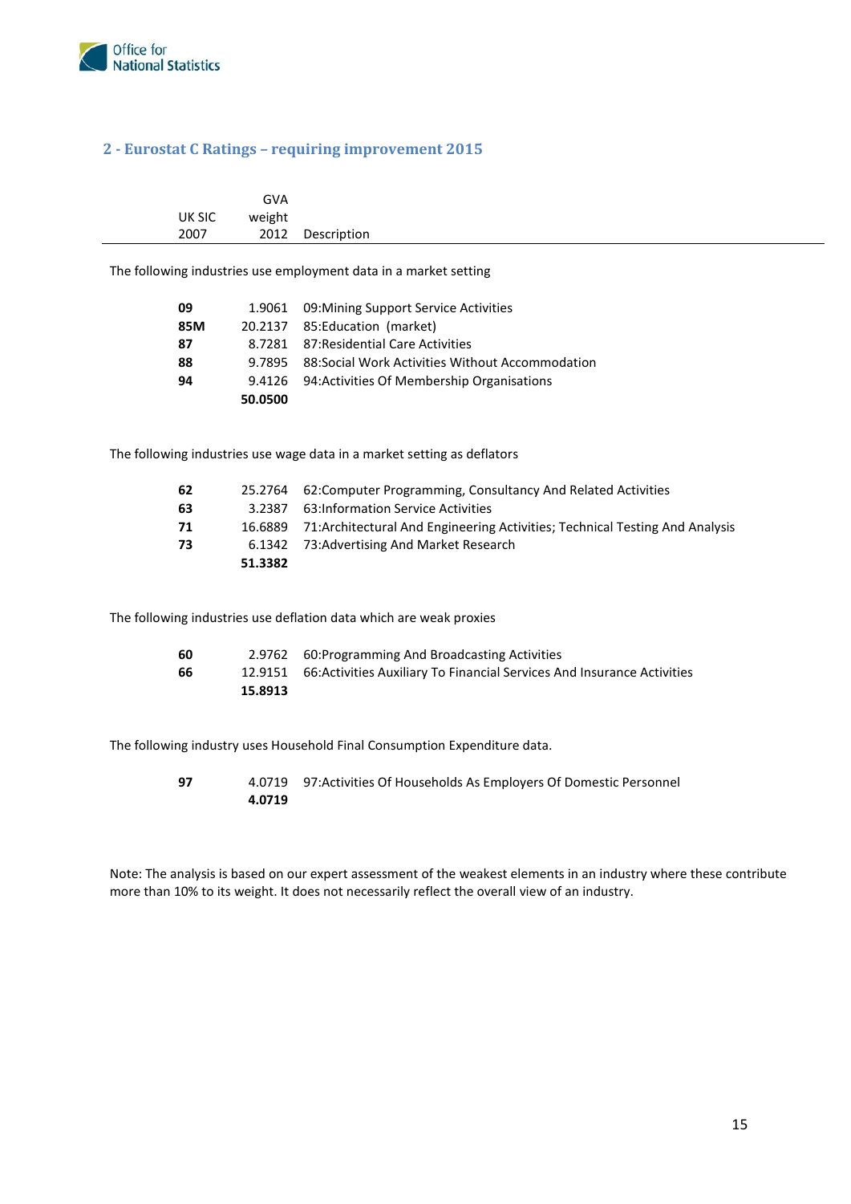## 2 - Eurostat C Ratings – requiring improvement 2015

| UK SIC 2007 | GVA weight 2012 | Description |
|---|---|---|
| | | The following industries use employment data in a market setting |
| **09** | 1.9061 | 09:Mining Support Service Activities |
| **85M** | 20.2137 | 85:Education (market) |
| **87** | 8.7281 | 87:Residential Care Activities |
| **88** | 9.7895 | 88:Social Work Activities Without Accommodation |
| **94** | 9.4126 | 94:Activities Of Membership Organisations |
| | **50.0500** | |
| | | The following industries use wage data in a market setting as deflators |
| **62** | 25.2764 | 62:Computer Programming, Consultancy And Related Activities |
| **63** | 3.2387 | 63:Information Service Activities |
| **71** | 16.6889 | 71:Architectural And Engineering Activities; Technical Testing And Analysis |
| **73** | 6.1342 | 73:Advertising And Market Research |
| | **51.3382** | |
| | | The following industries use deflation data which are weak proxies |
| **60** | 2.9762 | 60:Programming And Broadcasting Activities |
| **66** | 12.9151 | 66:Activities Auxiliary To Financial Services And Insurance Activities |
| | **15.8913** | |
| | | The following industry uses Household Final Consumption Expenditure data. |
| **97** | 4.0719 | 97:Activities Of Households As Employers Of Domestic Personnel |
| | **4.0719** | |

Note: The analysis is based on our expert assessment of the weakest elements in an industry where these contribute more than 10% to its weight. It does not necessarily reflect the overall view of an industry.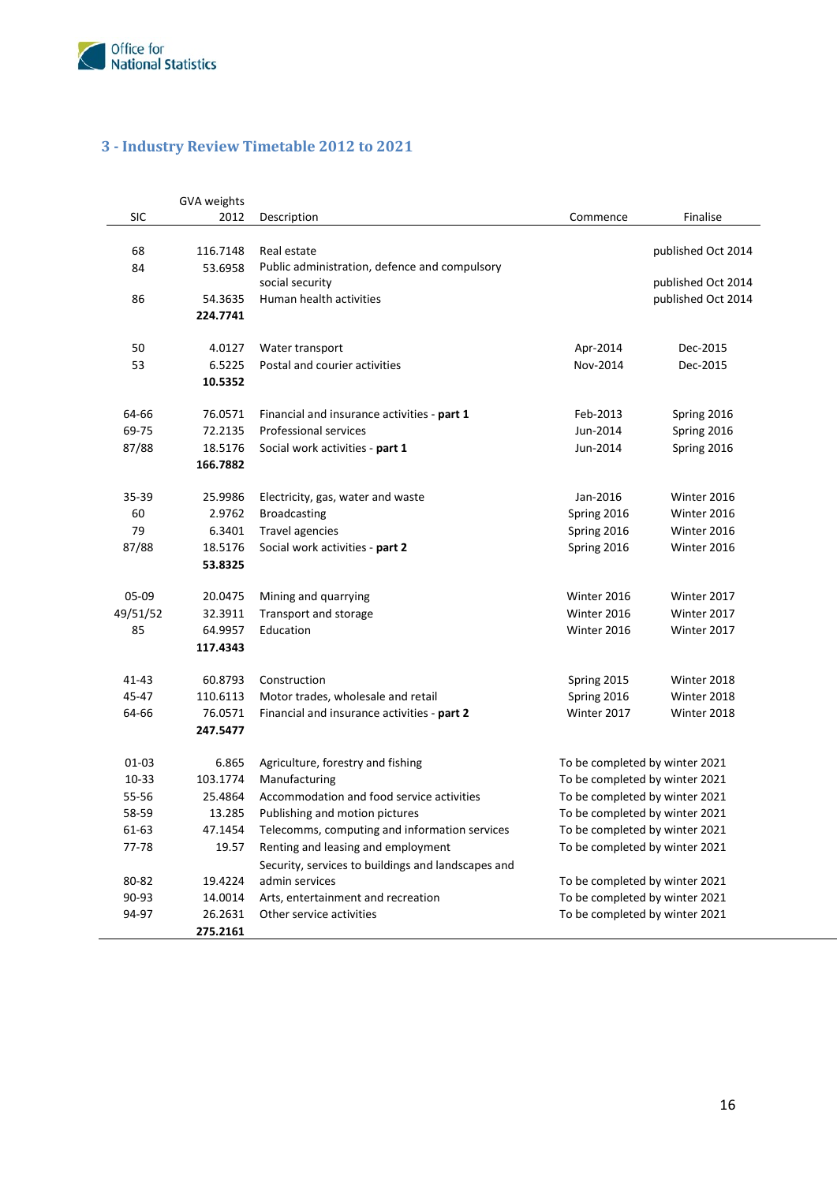## 3 - Industry Review Timetable 2012 to 2021

| SIC | GVA weights 2012 | Description | Commence | Finalise |
|---|---|---|---|---|
| 68 | 116.7148 | Real estate | | published Oct 2014 |
| 84 | 53.6958 | Public administration, defence and compulsory social security | | published Oct 2014 |
| 86 | 54.3635 | Human health activities | | published Oct 2014 |
| | **224.7741** | | | |
| 50 | 4.0127 | Water transport | Apr-2014 | Dec-2015 |
| 53 | 6.5225 | Postal and courier activities | Nov-2014 | Dec-2015 |
| | **10.5352** | | | |
| 64-66 | 76.0571 | Financial and insurance activities - **part 1** | Feb-2013 | Spring 2016 |
| 69-75 | 72.2135 | Professional services | Jun-2014 | Spring 2016 |
| 87/88 | 18.5176 | Social work activities - **part 1** | Jun-2014 | Spring 2016 |
| | **166.7882** | | | |
| 35-39 | 25.9986 | Electricity, gas, water and waste | Jan-2016 | Winter 2016 |
| 60 | 2.9762 | Broadcasting | Spring 2016 | Winter 2016 |
| 79 | 6.3401 | Travel agencies | Spring 2016 | Winter 2016 |
| 87/88 | 18.5176 | Social work activities - **part 2** | Spring 2016 | Winter 2016 |
| | **53.8325** | | | |
| 05-09 | 20.0475 | Mining and quarrying | Winter 2016 | Winter 2017 |
| 49/51/52 | 32.3911 | Transport and storage | Winter 2016 | Winter 2017 |
| 85 | 64.9957 | Education | Winter 2016 | Winter 2017 |
| | **117.4343** | | | |
| 41-43 | 60.8793 | Construction | Spring 2015 | Winter 2018 |
| 45-47 | 110.6113 | Motor trades, wholesale and retail | Spring 2016 | Winter 2018 |
| 64-66 | 76.0571 | Financial and insurance activities - **part 2** | Winter 2017 | Winter 2018 |
| | **247.5477** | | | |
| 01-03 | 6.865 | Agriculture, forestry and fishing | To be completed by winter 2021 | |
| 10-33 | 103.1774 | Manufacturing | To be completed by winter 2021 | |
| 55-56 | 25.4864 | Accommodation and food service activities | To be completed by winter 2021 | |
| 58-59 | 13.285 | Publishing and motion pictures | To be completed by winter 2021 | |
| 61-63 | 47.1454 | Telecomms, computing and information services | To be completed by winter 2021 | |
| 77-78 | 19.57 | Renting and leasing and employment | To be completed by winter 2021 | |
| 80-82 | 19.4224 | Security, services to buildings and landscapes and admin services | To be completed by winter 2021 | |
| 90-93 | 14.0014 | Arts, entertainment and recreation | To be completed by winter 2021 | |
| 94-97 | 26.2631 | Other service activities | To be completed by winter 2021 | |
| | **275.2161** | | | |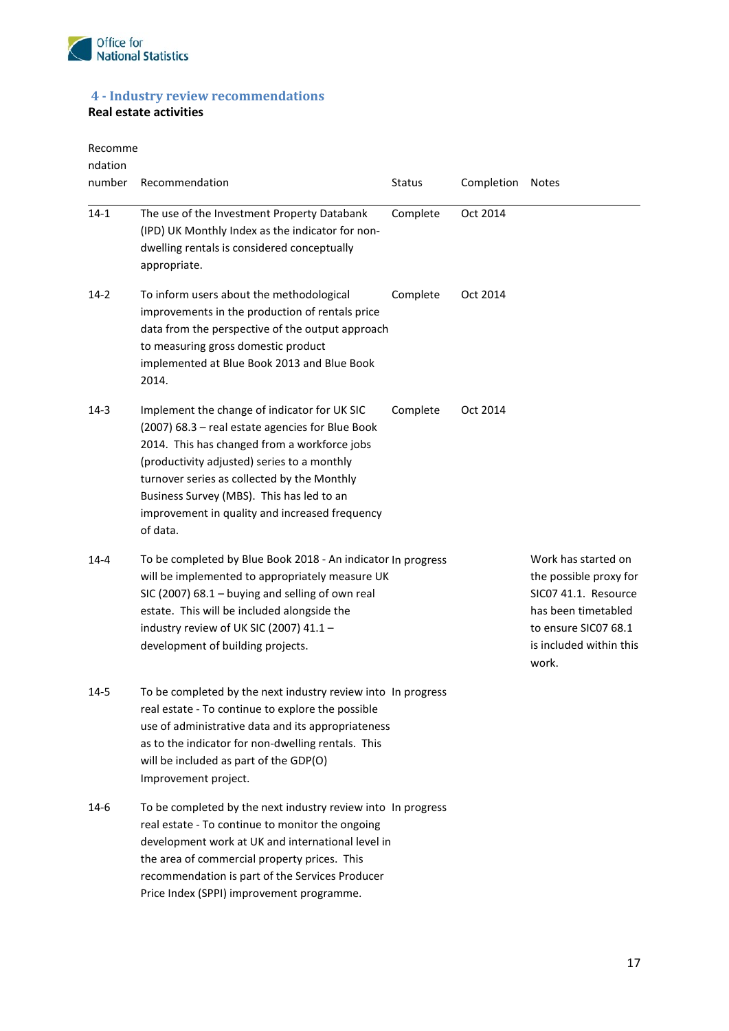## 4 - Industry review recommendations

**Real estate activities**

| Recommendation number | Recommendation | Status | Completion | Notes |
|---|---|---|---|---|
| 14-1 | The use of the Investment Property Databank (IPD) UK Monthly Index as the indicator for non-dwelling rentals is considered conceptually appropriate. | Complete | Oct 2014 | |
| 14-2 | To inform users about the methodological improvements in the production of rentals price data from the perspective of the output approach to measuring gross domestic product implemented at Blue Book 2013 and Blue Book 2014. | Complete | Oct 2014 | |
| 14-3 | Implement the change of indicator for UK SIC (2007) 68.3 – real estate agencies for Blue Book 2014. This has changed from a workforce jobs (productivity adjusted) series to a monthly turnover series as collected by the Monthly Business Survey (MBS). This has led to an improvement in quality and increased frequency of data. | Complete | Oct 2014 | |
| 14-4 | To be completed by Blue Book 2018 - An indicator will be implemented to appropriately measure UK SIC (2007) 68.1 – buying and selling of own real estate. This will be included alongside the industry review of UK SIC (2007) 41.1 – development of building projects. | In progress | | Work has started on the possible proxy for SIC07 41.1. Resource has been timetabled to ensure SIC07 68.1 is included within this work. |
| 14-5 | To be completed by the next industry review into real estate - To continue to explore the possible use of administrative data and its appropriateness as to the indicator for non-dwelling rentals. This will be included as part of the GDP(O) Improvement project. | In progress | | |
| 14-6 | To be completed by the next industry review into real estate - To continue to monitor the ongoing development work at UK and international level in the area of commercial property prices. This recommendation is part of the Services Producer Price Index (SPPI) improvement programme. | In progress | | |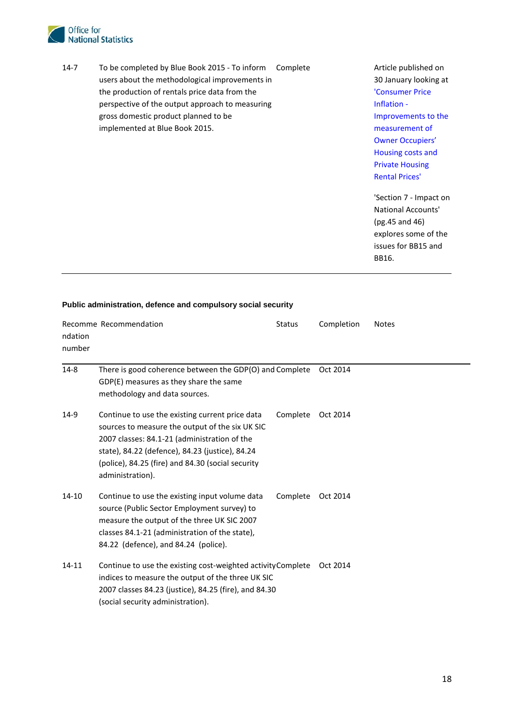| | | | | |
|---|---|---|---|---|
| 14-7 | To be completed by Blue Book 2015 - To inform users about the methodological improvements in the production of rentals price data from the perspective of the output approach to measuring gross domestic product planned to be implemented at Blue Book 2015. | Complete | | Article published on 30 January looking at 'Consumer Price Inflation - Improvements to the measurement of Owner Occupiers' Housing costs and Private Housing Rental Prices'<br><br>'Section 7 - Impact on National Accounts' (pg.45 and 46) explores some of the issues for BB15 and BB16. |

**Public administration, defence and compulsory social security**

| Recommendation number | Recommendation | Status | Completion | Notes |
|---|---|---|---|---|
| 14-8 | There is good coherence between the GDP(O) and GDP(E) measures as they share the same methodology and data sources. | Complete | Oct 2014 | |
| 14-9 | Continue to use the existing current price data sources to measure the output of the six UK SIC 2007 classes: 84.1-21 (administration of the state), 84.22 (defence), 84.23 (justice), 84.24 (police), 84.25 (fire) and 84.30 (social security administration). | Complete | Oct 2014 | |
| 14-10 | Continue to use the existing input volume data source (Public Sector Employment survey) to measure the output of the three UK SIC 2007 classes 84.1-21 (administration of the state), 84.22 (defence), and 84.24 (police). | Complete | Oct 2014 | |
| 14-11 | Continue to use the existing cost-weighted activity indices to measure the output of the three UK SIC 2007 classes 84.23 (justice), 84.25 (fire), and 84.30 (social security administration). | Complete | Oct 2014 | |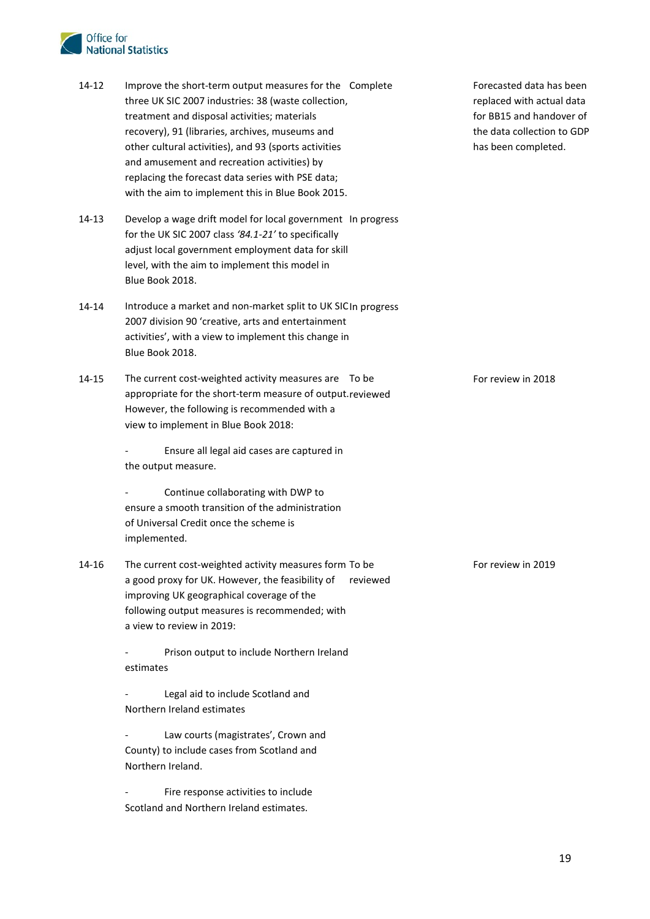| | | | |
|---|---|---|---|
| 14-12 | Improve the short-term output measures for the three UK SIC 2007 industries: 38 (waste collection, treatment and disposal activities; materials recovery), 91 (libraries, archives, museums and other cultural activities), and 93 (sports activities and amusement and recreation activities) by replacing the forecast data series with PSE data; with the aim to implement this in Blue Book 2015. | Complete | Forecasted data has been replaced with actual data for BB15 and handover of the data collection to GDP has been completed. |
| 14-13 | Develop a wage drift model for local government for the UK SIC 2007 class *'84.1-21'* to specifically adjust local government employment data for skill level, with the aim to implement this model in Blue Book 2018. | In progress | |
| 14-14 | Introduce a market and non-market split to UK SIC 2007 division 90 'creative, arts and entertainment activities', with a view to implement this change in Blue Book 2018. | In progress | |
| 14-15 | The current cost-weighted activity measures are appropriate for the short-term measure of output. However, the following is recommended with a view to implement in Blue Book 2018:<br><br>- Ensure all legal aid cases are captured in the output measure.<br><br>- Continue collaborating with DWP to ensure a smooth transition of the administration of Universal Credit once the scheme is implemented. | To be reviewed | For review in 2018 |
| 14-16 | The current cost-weighted activity measures form a good proxy for UK. However, the feasibility of improving UK geographical coverage of the following output measures is recommended; with a view to review in 2019:<br><br>- Prison output to include Northern Ireland estimates<br><br>- Legal aid to include Scotland and Northern Ireland estimates<br><br>- Law courts (magistrates', Crown and County) to include cases from Scotland and Northern Ireland.<br><br>- Fire response activities to include Scotland and Northern Ireland estimates. | To be reviewed | For review in 2019 |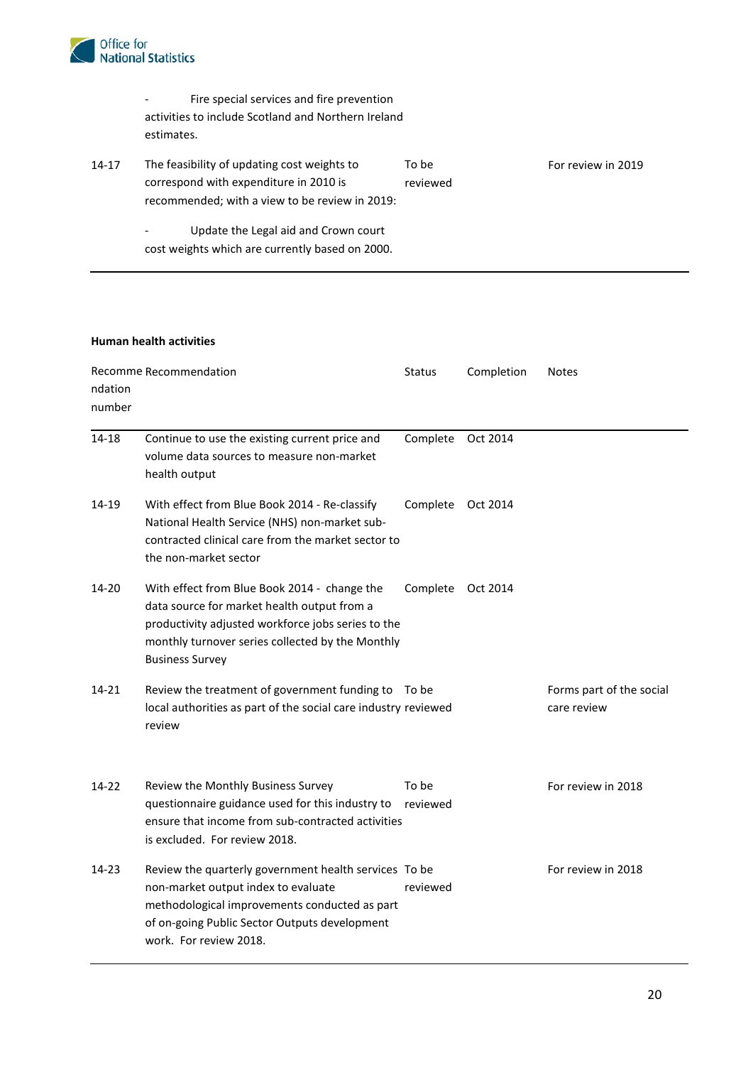| | | | | |
|---|---|---|---|---|
| | - Fire special services and fire prevention activities to include Scotland and Northern Ireland estimates. | | | |
| 14-17 | The feasibility of updating cost weights to correspond with expenditure in 2010 is recommended; with a view to be review in 2019:<br>- Update the Legal aid and Crown court cost weights which are currently based on 2000. | To be reviewed | | For review in 2019 |

**Human health activities**

| Recommendation number | Recommendation | Status | Completion | Notes |
|---|---|---|---|---|
| 14-18 | Continue to use the existing current price and volume data sources to measure non-market health output | Complete | Oct 2014 | |
| 14-19 | With effect from Blue Book 2014 - Re-classify National Health Service (NHS) non-market sub-contracted clinical care from the market sector to the non-market sector | Complete | Oct 2014 | |
| 14-20 | With effect from Blue Book 2014 - change the data source for market health output from a productivity adjusted workforce jobs series to the monthly turnover series collected by the Monthly Business Survey | Complete | Oct 2014 | |
| 14-21 | Review the treatment of government funding to local authorities as part of the social care industry review | To be reviewed | | Forms part of the social care review |
| 14-22 | Review the Monthly Business Survey questionnaire guidance used for this industry to ensure that income from sub-contracted activities is excluded. For review 2018. | To be reviewed | | For review in 2018 |
| 14-23 | Review the quarterly government health services non-market output index to evaluate methodological improvements conducted as part of on-going Public Sector Outputs development work. For review 2018. | To be reviewed | | For review in 2018 |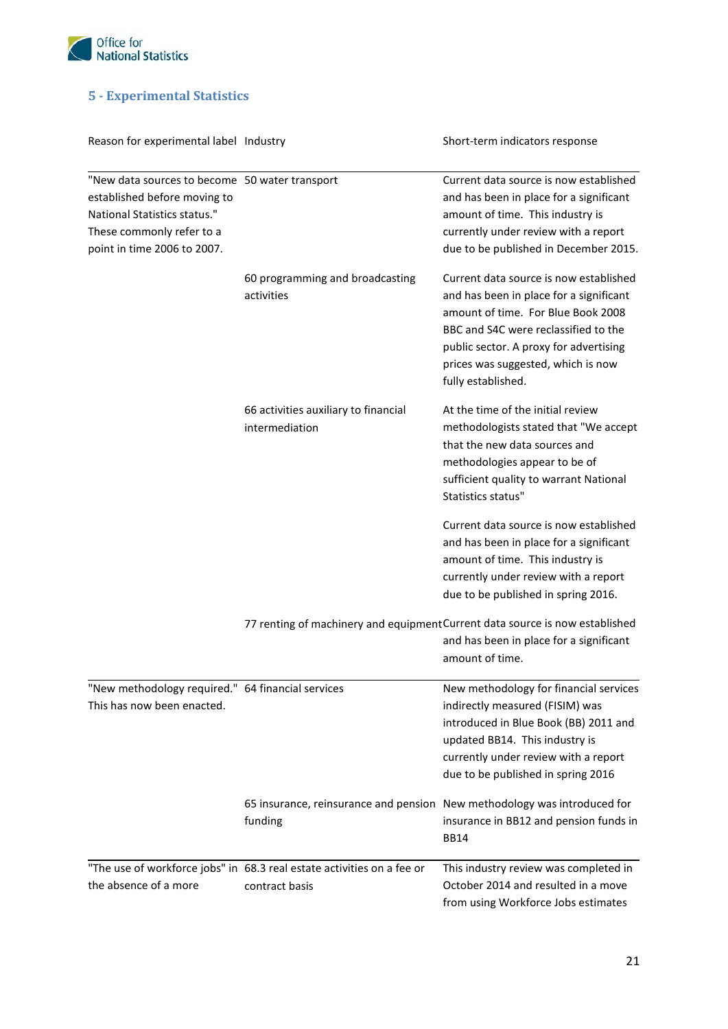## 5 - Experimental Statistics

| Reason for experimental label | Industry | Short-term indicators response |
|---|---|---|
| "New data sources to become established before moving to National Statistics status." These commonly refer to a point in time 2006 to 2007. | 50 water transport | Current data source is now established and has been in place for a significant amount of time. This industry is currently under review with a report due to be published in December 2015. |
| | 60 programming and broadcasting activities | Current data source is now established and has been in place for a significant amount of time. For Blue Book 2008 BBC and S4C were reclassified to the public sector. A proxy for advertising prices was suggested, which is now fully established. |
| | 66 activities auxiliary to financial intermediation | At the time of the initial review methodologists stated that "We accept that the new data sources and methodologies appear to be of sufficient quality to warrant National Statistics status"<br><br>Current data source is now established and has been in place for a significant amount of time. This industry is currently under review with a report due to be published in spring 2016. |
| | 77 renting of machinery and equipment | Current data source is now established and has been in place for a significant amount of time. |
| "New methodology required." This has now been enacted. | 64 financial services | New methodology for financial services indirectly measured (FISIM) was introduced in Blue Book (BB) 2011 and updated BB14. This industry is currently under review with a report due to be published in spring 2016 |
| | 65 insurance, reinsurance and pension funding | New methodology was introduced for insurance in BB12 and pension funds in BB14 |
| "The use of workforce jobs" in the absence of a more | 68.3 real estate activities on a fee or contract basis | This industry review was completed in October 2014 and resulted in a move from using Workforce Jobs estimates |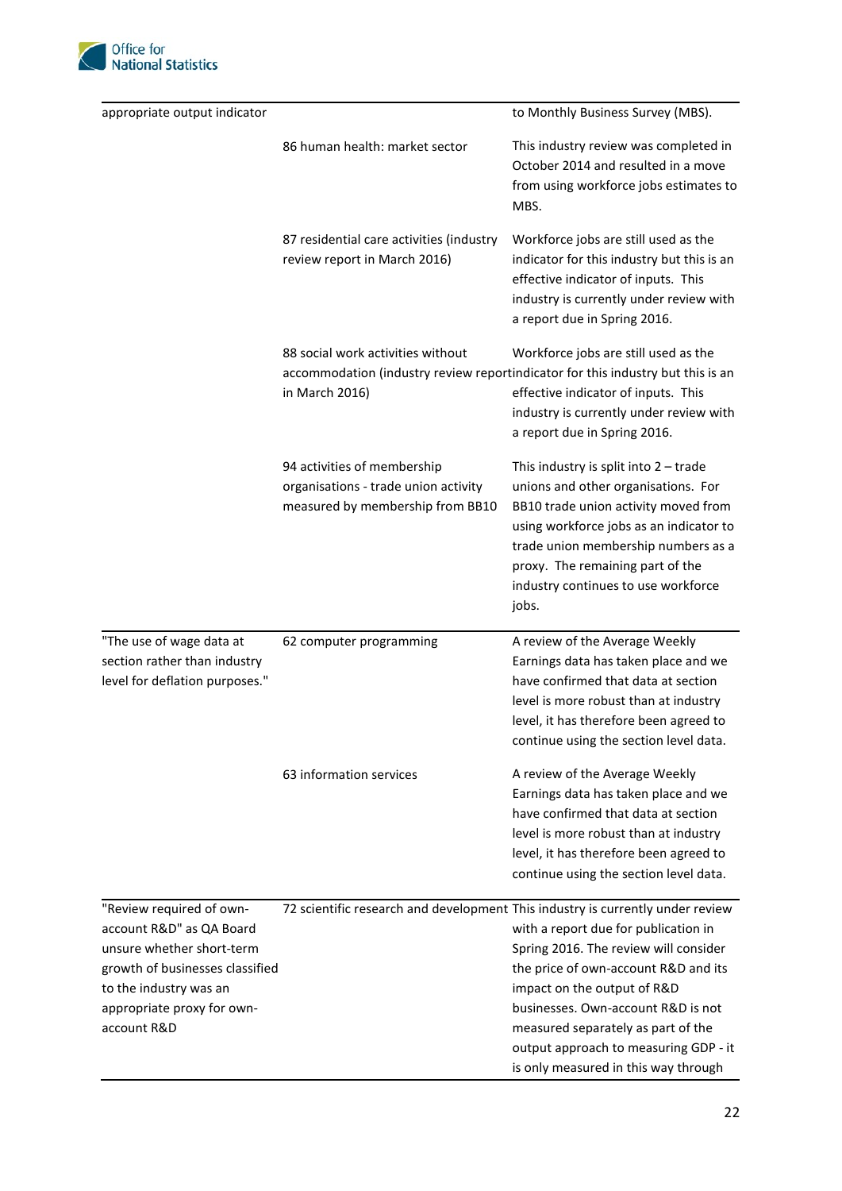| | | |
|---|---|---|
| appropriate output indicator | | to Monthly Business Survey (MBS). |
| | 86 human health: market sector | This industry review was completed in October 2014 and resulted in a move from using workforce jobs estimates to MBS. |
| | 87 residential care activities (industry review report in March 2016) | Workforce jobs are still used as the indicator for this industry but this is an effective indicator of inputs. This industry is currently under review with a report due in Spring 2016. |
| | 88 social work activities without accommodation (industry review report in March 2016) | Workforce jobs are still used as the indicator for this industry but this is an effective indicator of inputs. This industry is currently under review with a report due in Spring 2016. |
| | 94 activities of membership organisations - trade union activity measured by membership from BB10 | This industry is split into 2 – trade unions and other organisations. For BB10 trade union activity moved from using workforce jobs as an indicator to trade union membership numbers as a proxy. The remaining part of the industry continues to use workforce jobs. |
| "The use of wage data at section rather than industry level for deflation purposes." | 62 computer programming | A review of the Average Weekly Earnings data has taken place and we have confirmed that data at section level is more robust than at industry level, it has therefore been agreed to continue using the section level data. |
| | 63 information services | A review of the Average Weekly Earnings data has taken place and we have confirmed that data at section level is more robust than at industry level, it has therefore been agreed to continue using the section level data. |
| "Review required of own-account R&D" as QA Board unsure whether short-term growth of businesses classified to the industry was an appropriate proxy for own-account R&D | 72 scientific research and development | This industry is currently under review with a report due for publication in Spring 2016. The review will consider the price of own-account R&D and its impact on the output of R&D businesses. Own-account R&D is not measured separately as part of the output approach to measuring GDP - it is only measured in this way through |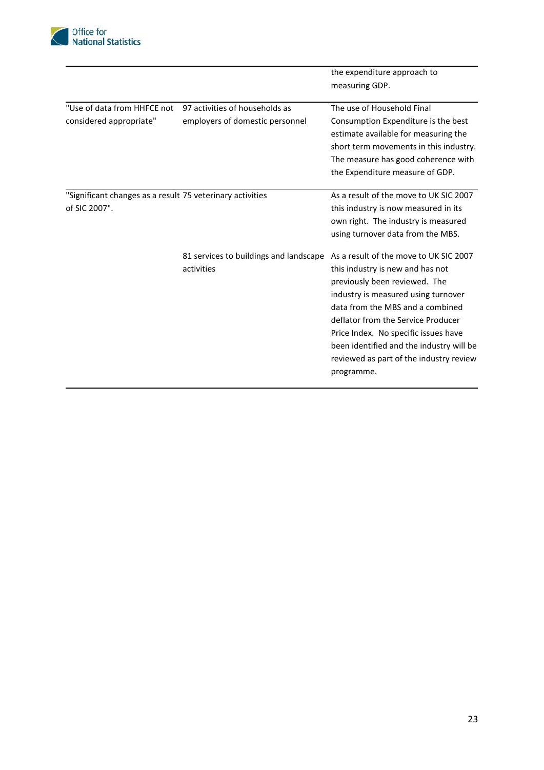| | | |
|---|---|---|
| | | the expenditure approach to measuring GDP. |
| "Use of data from HHFCE not considered appropriate" | 97 activities of households as employers of domestic personnel | The use of Household Final Consumption Expenditure is the best estimate available for measuring the short term movements in this industry. The measure has good coherence with the Expenditure measure of GDP. |
| "Significant changes as a result of SIC 2007". | 75 veterinary activities | As a result of the move to UK SIC 2007 this industry is now measured in its own right. The industry is measured using turnover data from the MBS. |
| | 81 services to buildings and landscape activities | As a result of the move to UK SIC 2007 this industry is new and has not previously been reviewed. The industry is measured using turnover data from the MBS and a combined deflator from the Service Producer Price Index. No specific issues have been identified and the industry will be reviewed as part of the industry review programme. |